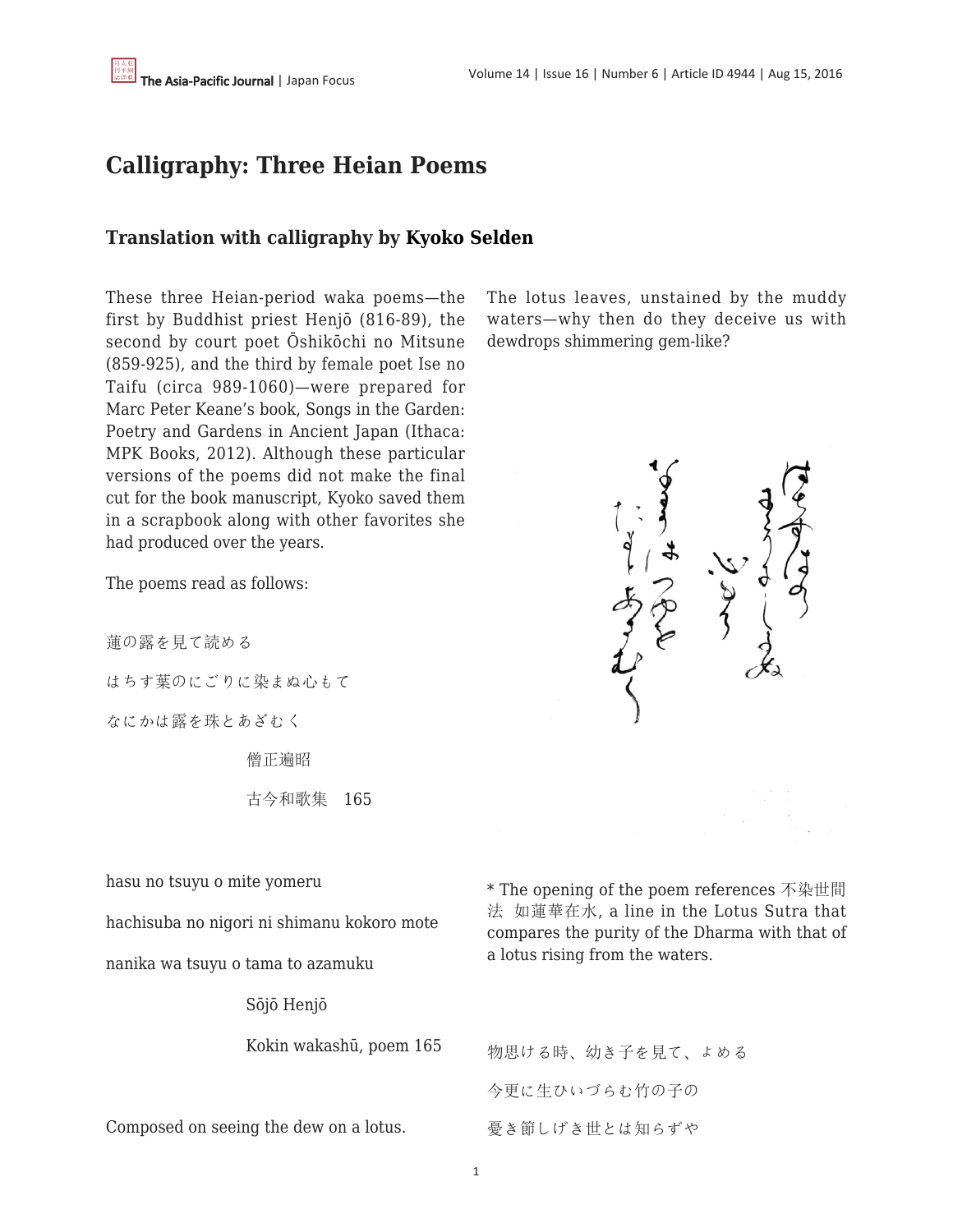# Calligraphy: Three Heian Poems

## Translation with calligraphy by Kyoko Selden

These three Heian-period waka poems—the first by Buddhist priest Henjō (816-89), the second by court poet Ōshikōchi no Mitsune (859-925), and the third by female poet Ise no Taifu (circa 989-1060)—were prepared for Marc Peter Keane's book, Songs in the Garden: Poetry and Gardens in Ancient Japan (Ithaca: MPK Books, 2012). Although these particular versions of the poems did not make the final cut for the book manuscript, Kyoko saved them in a scrapbook along with other favorites she had produced over the years.

The poems read as follows:

蓮の露を見て読める

はちす葉のにごりに染まぬ心もて

なにかは露を珠とあざむく

僧正遍昭

古今和歌集　165

hasu no tsuyu o mite yomeru

hachisuba no nigori ni shimanu kokoro mote

nanika wa tsuyu o tama to azamuku

Sōjō Henjō

Kokin wakashū, poem 165

Composed on seeing the dew on a lotus.

The lotus leaves, unstained by the muddy waters—why then do they deceive us with dewdrops shimmering gem-like?

* The opening of the poem references 不染世間法 如蓮華在水, a line in the Lotus Sutra that compares the purity of the Dharma with that of a lotus rising from the waters.

物思ける時、幼き子を見て、よめる

今更に生ひいづらむ竹の子の

憂き節しげき世とは知らずや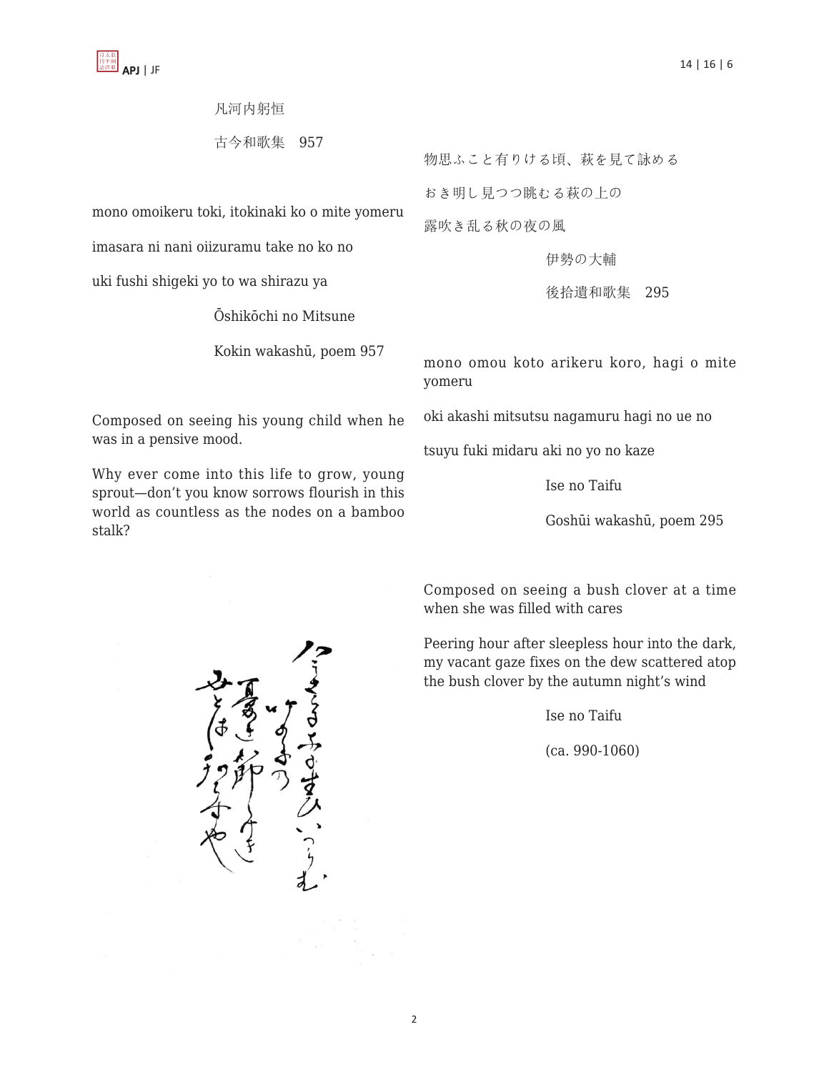凡河内躬恒

古今和歌集　957

mono omoikeru toki, itokinaki ko o mite yomeru

imasara ni nani oiizuramu take no ko no

uki fushi shigeki yo to wa shirazu ya

Ōshikōchi no Mitsune

Kokin wakashū, poem 957

Composed on seeing his young child when he was in a pensive mood.

Why ever come into this life to grow, young sprout—don't you know sorrows flourish in this world as countless as the nodes on a bamboo stalk?

物思ふこと有りける頃、萩を見て詠める

おき明し見つつ眺むる萩の上の

露吹き乱る秋の夜の風

伊勢の大輔

後拾遺和歌集　295

mono omou koto arikeru koro, hagi o mite yomeru

oki akashi mitsutsu nagamuru hagi no ue no

tsuyu fuki midaru aki no yo no kaze

Ise no Taifu

Goshūi wakashū, poem 295

Composed on seeing a bush clover at a time when she was filled with cares

Peering hour after sleepless hour into the dark, my vacant gaze fixes on the dew scattered atop the bush clover by the autumn night's wind

Ise no Taifu

(ca. 990-1060)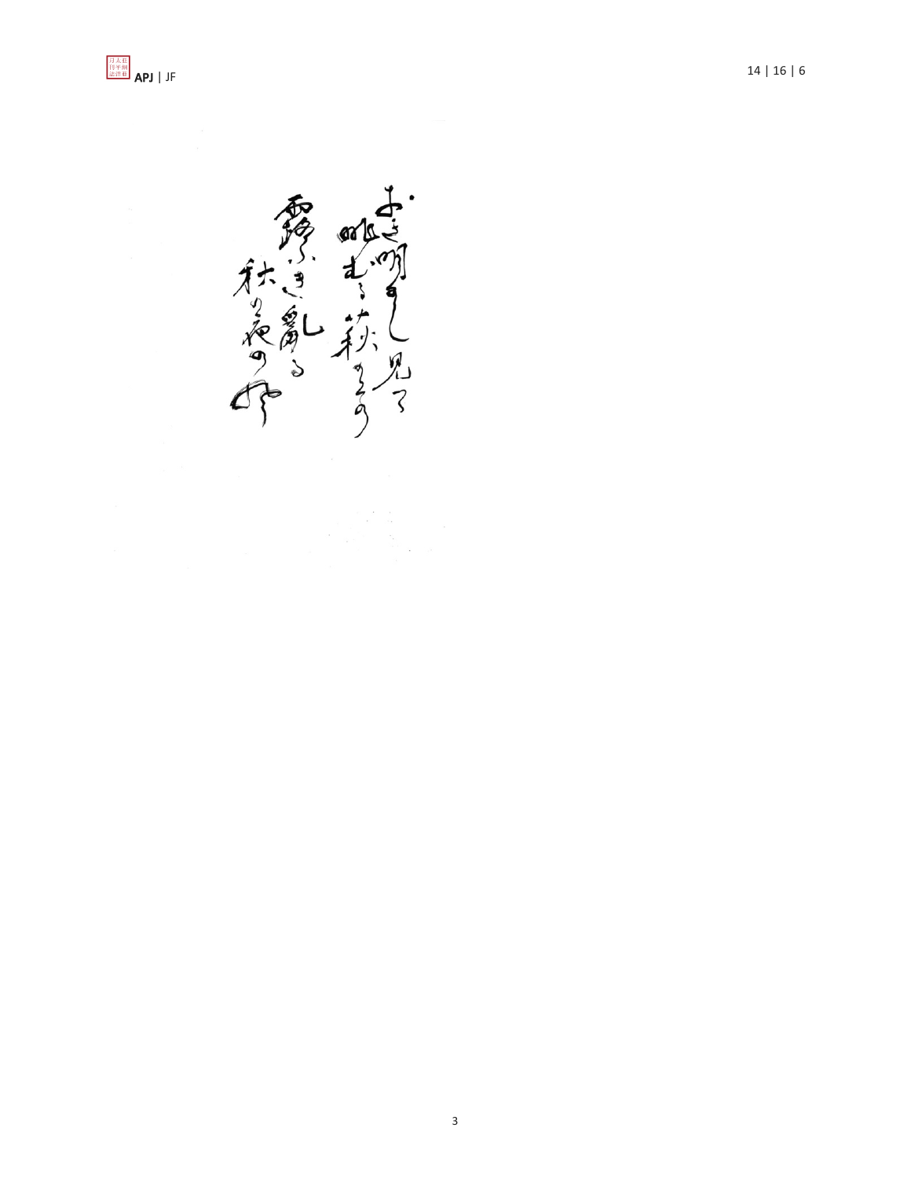おき明し見て
眺むる萩の上の
露ふき乱る
秋の夜の風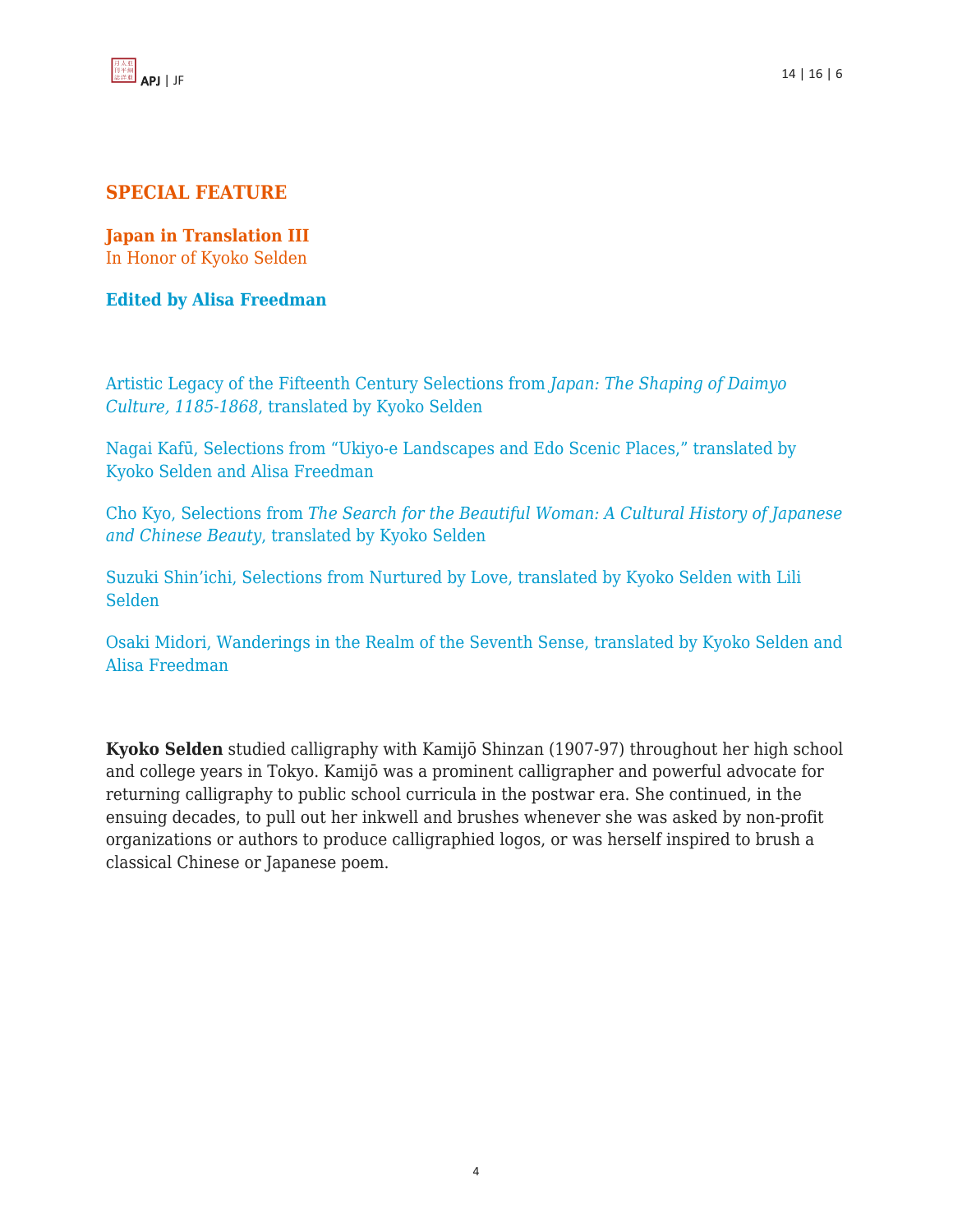## SPECIAL FEATURE

### Japan in Translation III

In Honor of Kyoko Selden

**Edited by Alisa Freedman**

Artistic Legacy of the Fifteenth Century Selections from *Japan: The Shaping of Daimyo Culture, 1185-1868*, translated by Kyoko Selden

Nagai Kafū, Selections from "Ukiyo-e Landscapes and Edo Scenic Places," translated by Kyoko Selden and Alisa Freedman

Cho Kyo, Selections from *The Search for the Beautiful Woman: A Cultural History of Japanese and Chinese Beauty*, translated by Kyoko Selden

Suzuki Shin'ichi, Selections from Nurtured by Love, translated by Kyoko Selden with Lili Selden

Osaki Midori, Wanderings in the Realm of the Seventh Sense, translated by Kyoko Selden and Alisa Freedman

**Kyoko Selden** studied calligraphy with Kamijō Shinzan (1907-97) throughout her high school and college years in Tokyo. Kamijō was a prominent calligrapher and powerful advocate for returning calligraphy to public school curricula in the postwar era. She continued, in the ensuing decades, to pull out her inkwell and brushes whenever she was asked by non-profit organizations or authors to produce calligraphied logos, or was herself inspired to brush a classical Chinese or Japanese poem.